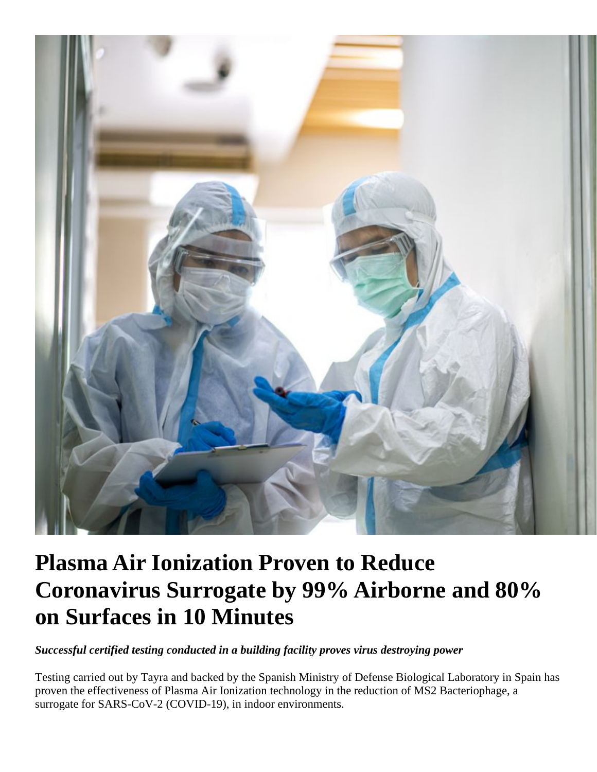# Plasma Air Ionization Proven to Reduce Coronavirus Surrogate by 99% Airborne and 80% on Surfaces in 10 Minutes

***Successful certified testing conducted in a building facility proves virus destroying power***

Testing carried out by Tayra and backed by the Spanish Ministry of Defense Biological Laboratory in Spain has proven the effectiveness of Plasma Air Ionization technology in the reduction of MS2 Bacteriophage, a surrogate for SARS-CoV-2 (COVID-19), in indoor environments.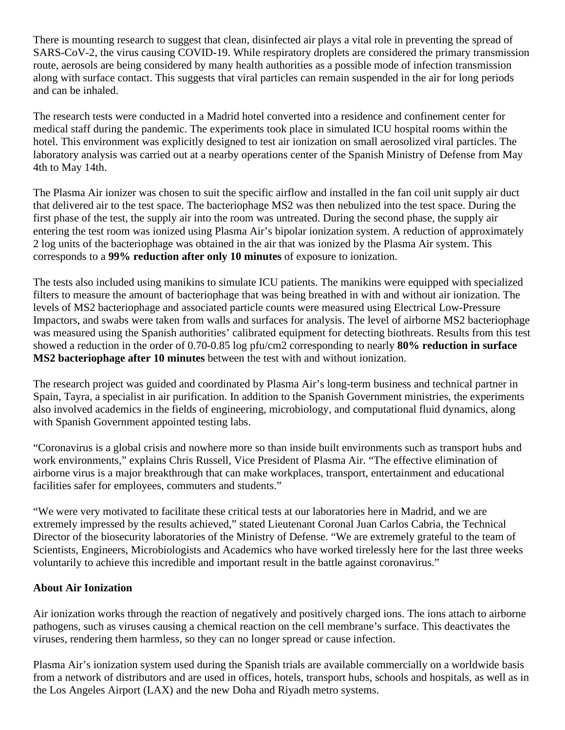There is mounting research to suggest that clean, disinfected air plays a vital role in preventing the spread of SARS-CoV-2, the virus causing COVID-19. While respiratory droplets are considered the primary transmission route, aerosols are being considered by many health authorities as a possible mode of infection transmission along with surface contact. This suggests that viral particles can remain suspended in the air for long periods and can be inhaled.

The research tests were conducted in a Madrid hotel converted into a residence and confinement center for medical staff during the pandemic. The experiments took place in simulated ICU hospital rooms within the hotel. This environment was explicitly designed to test air ionization on small aerosolized viral particles. The laboratory analysis was carried out at a nearby operations center of the Spanish Ministry of Defense from May 4th to May 14th.

The Plasma Air ionizer was chosen to suit the specific airflow and installed in the fan coil unit supply air duct that delivered air to the test space. The bacteriophage MS2 was then nebulized into the test space. During the first phase of the test, the supply air into the room was untreated. During the second phase, the supply air entering the test room was ionized using Plasma Air's bipolar ionization system. A reduction of approximately 2 log units of the bacteriophage was obtained in the air that was ionized by the Plasma Air system. This corresponds to a **99% reduction after only 10 minutes** of exposure to ionization.

The tests also included using manikins to simulate ICU patients. The manikins were equipped with specialized filters to measure the amount of bacteriophage that was being breathed in with and without air ionization. The levels of MS2 bacteriophage and associated particle counts were measured using Electrical Low-Pressure Impactors, and swabs were taken from walls and surfaces for analysis. The level of airborne MS2 bacteriophage was measured using the Spanish authorities' calibrated equipment for detecting biothreats. Results from this test showed a reduction in the order of 0.70-0.85 log pfu/cm2 corresponding to nearly **80% reduction in surface MS2 bacteriophage after 10 minutes** between the test with and without ionization.

The research project was guided and coordinated by Plasma Air's long-term business and technical partner in Spain, Tayra, a specialist in air purification. In addition to the Spanish Government ministries, the experiments also involved academics in the fields of engineering, microbiology, and computational fluid dynamics, along with Spanish Government appointed testing labs.

"Coronavirus is a global crisis and nowhere more so than inside built environments such as transport hubs and work environments," explains Chris Russell, Vice President of Plasma Air. "The effective elimination of airborne virus is a major breakthrough that can make workplaces, transport, entertainment and educational facilities safer for employees, commuters and students."

"We were very motivated to facilitate these critical tests at our laboratories here in Madrid, and we are extremely impressed by the results achieved," stated Lieutenant Coronal Juan Carlos Cabria, the Technical Director of the biosecurity laboratories of the Ministry of Defense. "We are extremely grateful to the team of Scientists, Engineers, Microbiologists and Academics who have worked tirelessly here for the last three weeks voluntarily to achieve this incredible and important result in the battle against coronavirus."

**About Air Ionization**

Air ionization works through the reaction of negatively and positively charged ions. The ions attach to airborne pathogens, such as viruses causing a chemical reaction on the cell membrane's surface. This deactivates the viruses, rendering them harmless, so they can no longer spread or cause infection.

Plasma Air's ionization system used during the Spanish trials are available commercially on a worldwide basis from a network of distributors and are used in offices, hotels, transport hubs, schools and hospitals, as well as in the Los Angeles Airport (LAX) and the new Doha and Riyadh metro systems.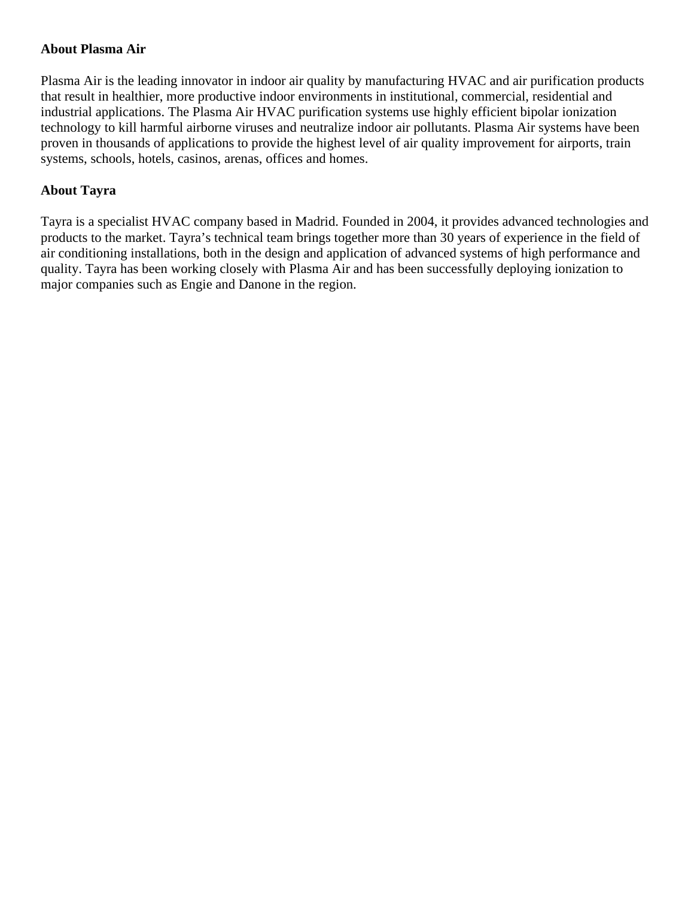**About Plasma Air**

Plasma Air is the leading innovator in indoor air quality by manufacturing HVAC and air purification products that result in healthier, more productive indoor environments in institutional, commercial, residential and industrial applications. The Plasma Air HVAC purification systems use highly efficient bipolar ionization technology to kill harmful airborne viruses and neutralize indoor air pollutants. Plasma Air systems have been proven in thousands of applications to provide the highest level of air quality improvement for airports, train systems, schools, hotels, casinos, arenas, offices and homes.

**About Tayra**

Tayra is a specialist HVAC company based in Madrid. Founded in 2004, it provides advanced technologies and products to the market. Tayra's technical team brings together more than 30 years of experience in the field of air conditioning installations, both in the design and application of advanced systems of high performance and quality. Tayra has been working closely with Plasma Air and has been successfully deploying ionization to major companies such as Engie and Danone in the region.